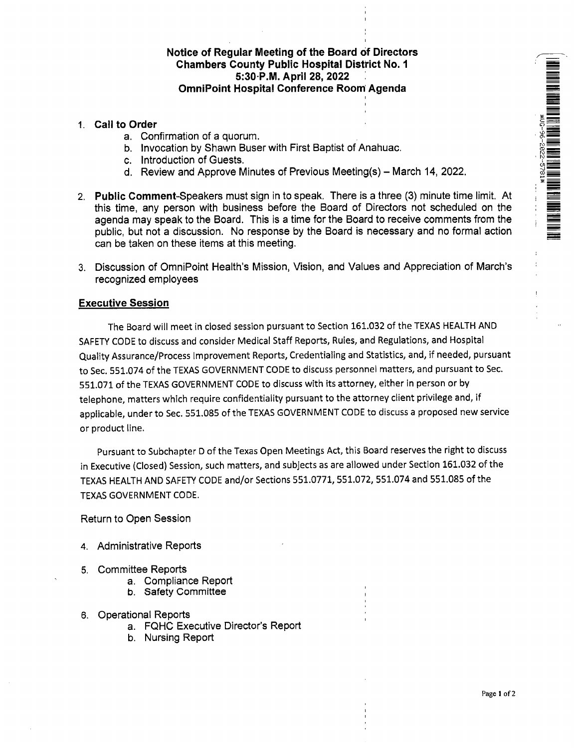# Notice of Regular Meeting of the Board of Directors
## Chambers County Public Hospital District No. 1
## 5:30 P.M. April 28, 2022
## OmniPoint Hospital Conference Room Agenda

1. **Call to Order**
   a. Confirmation of a quorum.
   b. Invocation by Shawn Buser with First Baptist of Anahuac.
   c. Introduction of Guests.
   d. Review and Approve Minutes of Previous Meeting(s) – March 14, 2022.

2. **Public Comment**-Speakers must sign in to speak. There is a three (3) minute time limit. At this time, any person with business before the Board of Directors not scheduled on the agenda may speak to the Board. This is a time for the Board to receive comments from the public, but not a discussion. No response by the Board is necessary and no formal action can be taken on these items at this meeting.

3. Discussion of OmniPoint Health's Mission, Vision, and Values and Appreciation of March's recognized employees

### Executive Session

The Board will meet in closed session pursuant to Section 161.032 of the TEXAS HEALTH AND SAFETY CODE to discuss and consider Medical Staff Reports, Rules, and Regulations, and Hospital Quality Assurance/Process Improvement Reports, Credentialing and Statistics, and, if needed, pursuant to Sec. 551.074 of the TEXAS GOVERNMENT CODE to discuss personnel matters, and pursuant to Sec. 551.071 of the TEXAS GOVERNMENT CODE to discuss with its attorney, either in person or by telephone, matters which require confidentiality pursuant to the attorney client privilege and, if applicable, under to Sec. 551.085 of the TEXAS GOVERNMENT CODE to discuss a proposed new service or product line.

Pursuant to Subchapter D of the Texas Open Meetings Act, this Board reserves the right to discuss in Executive (Closed) Session, such matters, and subjects as are allowed under Section 161.032 of the TEXAS HEALTH AND SAFETY CODE and/or Sections 551.0771, 551.072, 551.074 and 551.085 of the TEXAS GOVERNMENT CODE.

Return to Open Session

4. Administrative Reports

5. Committee Reports
   a. Compliance Report
   b. Safety Committee

6. Operational Reports
   a. FQHC Executive Director's Report
   b. Nursing Report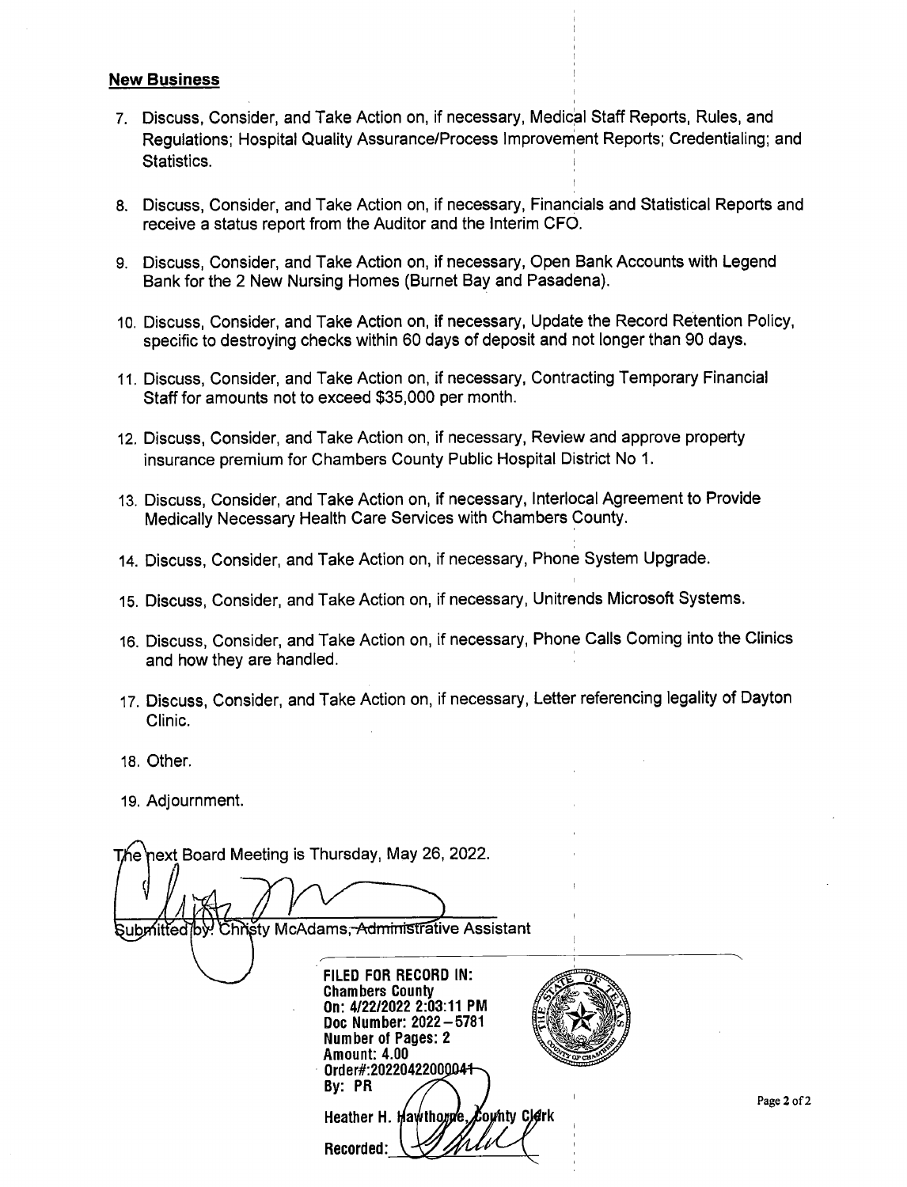**New Business**

7. Discuss, Consider, and Take Action on, if necessary, Medical Staff Reports, Rules, and Regulations; Hospital Quality Assurance/Process Improvement Reports; Credentialing; and Statistics.

8. Discuss, Consider, and Take Action on, if necessary, Financials and Statistical Reports and receive a status report from the Auditor and the Interim CFO.

9. Discuss, Consider, and Take Action on, if necessary, Open Bank Accounts with Legend Bank for the 2 New Nursing Homes (Burnet Bay and Pasadena).

10. Discuss, Consider, and Take Action on, if necessary, Update the Record Retention Policy, specific to destroying checks within 60 days of deposit and not longer than 90 days.

11. Discuss, Consider, and Take Action on, if necessary, Contracting Temporary Financial Staff for amounts not to exceed $35,000 per month.

12. Discuss, Consider, and Take Action on, if necessary, Review and approve property insurance premium for Chambers County Public Hospital District No 1.

13. Discuss, Consider, and Take Action on, if necessary, Interlocal Agreement to Provide Medically Necessary Health Care Services with Chambers County.

14. Discuss, Consider, and Take Action on, if necessary, Phone System Upgrade.

15. Discuss, Consider, and Take Action on, if necessary, Unitrends Microsoft Systems.

16. Discuss, Consider, and Take Action on, if necessary, Phone Calls Coming into the Clinics and how they are handled.

17. Discuss, Consider, and Take Action on, if necessary, Letter referencing legality of Dayton Clinic.

18. Other.

19. Adjournment.

The next Board Meeting is Thursday, May 26, 2022.

Submitted by: Christy McAdams, ~~Administrative~~ Assistant

FILED FOR RECORD IN:
Chambers County
On: 4/22/2022 2:03:11 PM
Doc Number: 2022 – 5781
Number of Pages: 2
Amount: 4.00
Order#:20220422000041
By: PR

Heather H. Hawthorne, County Clerk

Recorded: